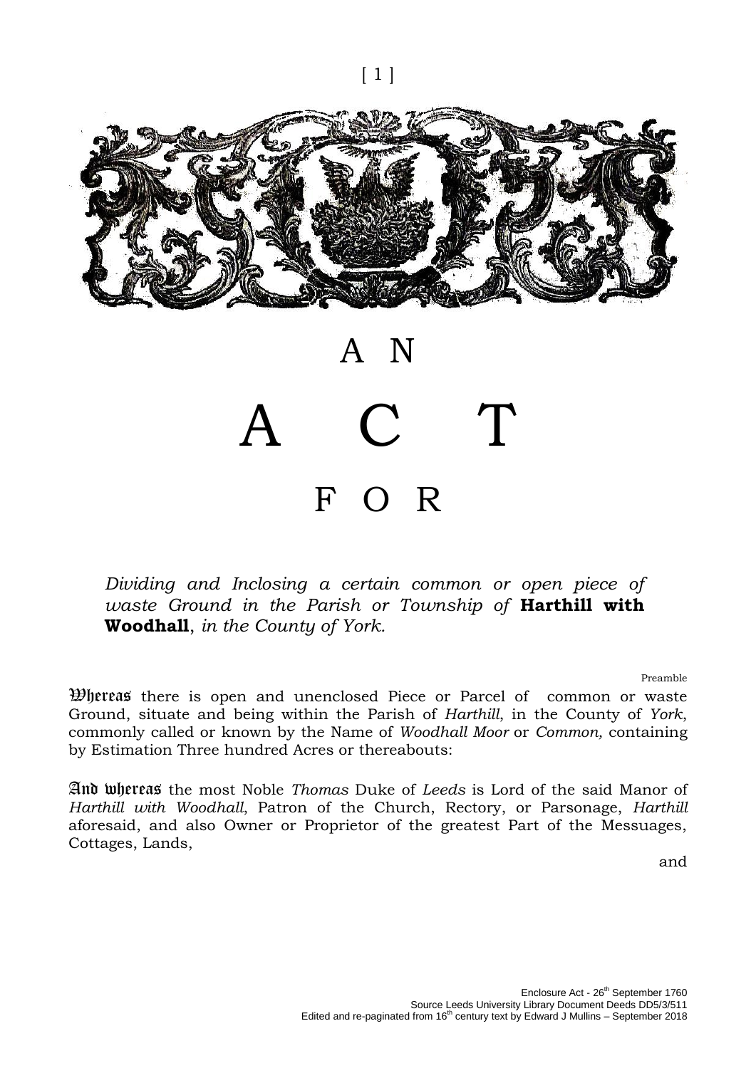# AN ACT FOR

*Dividing and Inclosing a certain common or open piece of waste Ground in the Parish or Township of* **Harthill with Woodhall**, *in the County of York.*

Preamble

Whereas there is open and unenclosed Piece or Parcel of common or waste Ground, situate and being within the Parish of *Harthill*, in the County of *York*, commonly called or known by the Name of *Woodhall Moor* or *Common,* containing by Estimation Three hundred Acres or thereabouts:

And whereas the most Noble *Thomas* Duke of *Leeds* is Lord of the said Manor of *Harthill with Woodhall*, Patron of the Church, Rectory, or Parsonage, *Harthill* aforesaid, and also Owner or Proprietor of the greatest Part of the Messuages, Cottages, Lands,

and

Enclosure Act - 26th September 1760
Source Leeds University Library Document Deeds DD5/3/511
Edited and re-paginated from 16th century text by Edward J Mullins – September 2018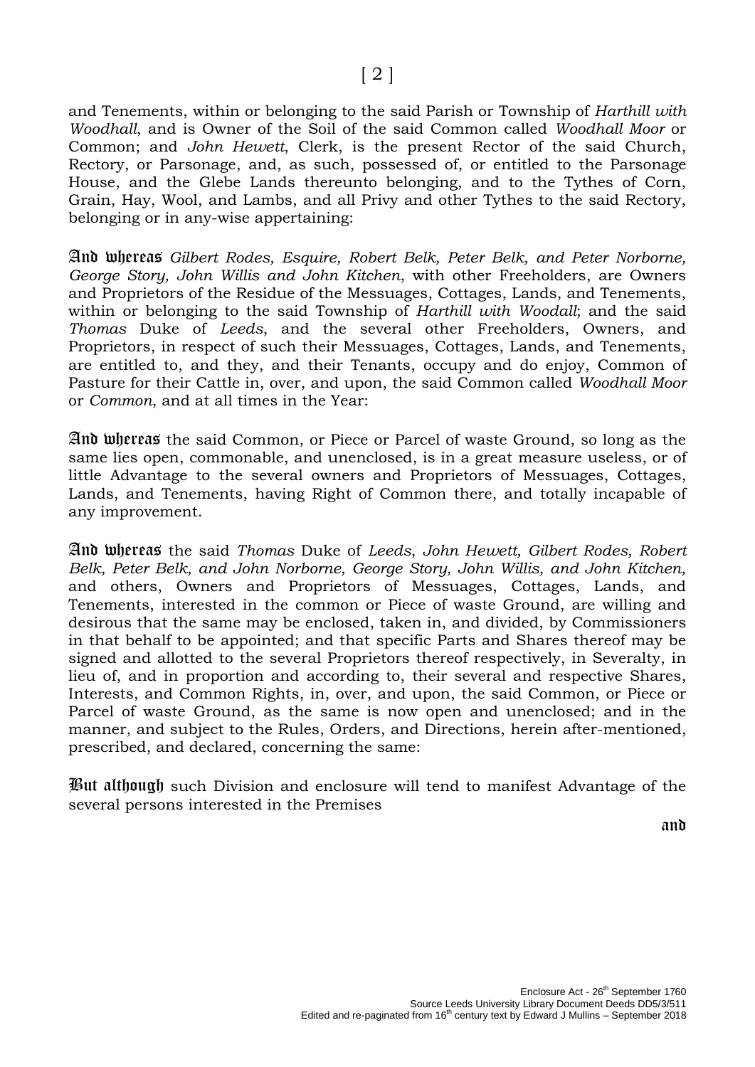and Tenements, within or belonging to the said Parish or Township of *Harthill with Woodhall*, and is Owner of the Soil of the said Common called *Woodhall Moor* or Common; and *John Hewett*, Clerk, is the present Rector of the said Church, Rectory, or Parsonage, and, as such, possessed of, or entitled to the Parsonage House, and the Glebe Lands thereunto belonging, and to the Tythes of Corn, Grain, Hay, Wool, and Lambs, and all Privy and other Tythes to the said Rectory, belonging or in any-wise appertaining:

**And whereas** *Gilbert Rodes, Esquire, Robert Belk, Peter Belk, and Peter Norborne, George Story, John Willis and John Kitchen*, with other Freeholders, are Owners and Proprietors of the Residue of the Messuages, Cottages, Lands, and Tenements, within or belonging to the said Township of *Harthill with Woodall*; and the said *Thomas* Duke of *Leeds*, and the several other Freeholders, Owners, and Proprietors, in respect of such their Messuages, Cottages, Lands, and Tenements, are entitled to, and they, and their Tenants, occupy and do enjoy, Common of Pasture for their Cattle in, over, and upon, the said Common called *Woodhall Moor* or *Common*, and at all times in the Year:

**And whereas** the said Common, or Piece or Parcel of waste Ground, so long as the same lies open, commonable, and unenclosed, is in a great measure useless, or of little Advantage to the several owners and Proprietors of Messuages, Cottages, Lands, and Tenements, having Right of Common there, and totally incapable of any improvement.

**And whereas** the said *Thomas* Duke of *Leeds*, *John Hewett, Gilbert Rodes, Robert Belk, Peter Belk, and John Norborne, George Story, John Willis, and John Kitchen,* and others, Owners and Proprietors of Messuages, Cottages, Lands, and Tenements, interested in the common or Piece of waste Ground, are willing and desirous that the same may be enclosed, taken in, and divided, by Commissioners in that behalf to be appointed; and that specific Parts and Shares thereof may be signed and allotted to the several Proprietors thereof respectively, in Severalty, in lieu of, and in proportion and according to, their several and respective Shares, Interests, and Common Rights, in, over, and upon, the said Common, or Piece or Parcel of waste Ground, as the same is now open and unenclosed; and in the manner, and subject to the Rules, Orders, and Directions, herein after-mentioned, prescribed, and declared, concerning the same:

**But although** such Division and enclosure will tend to manifest Advantage of the several persons interested in the Premises

and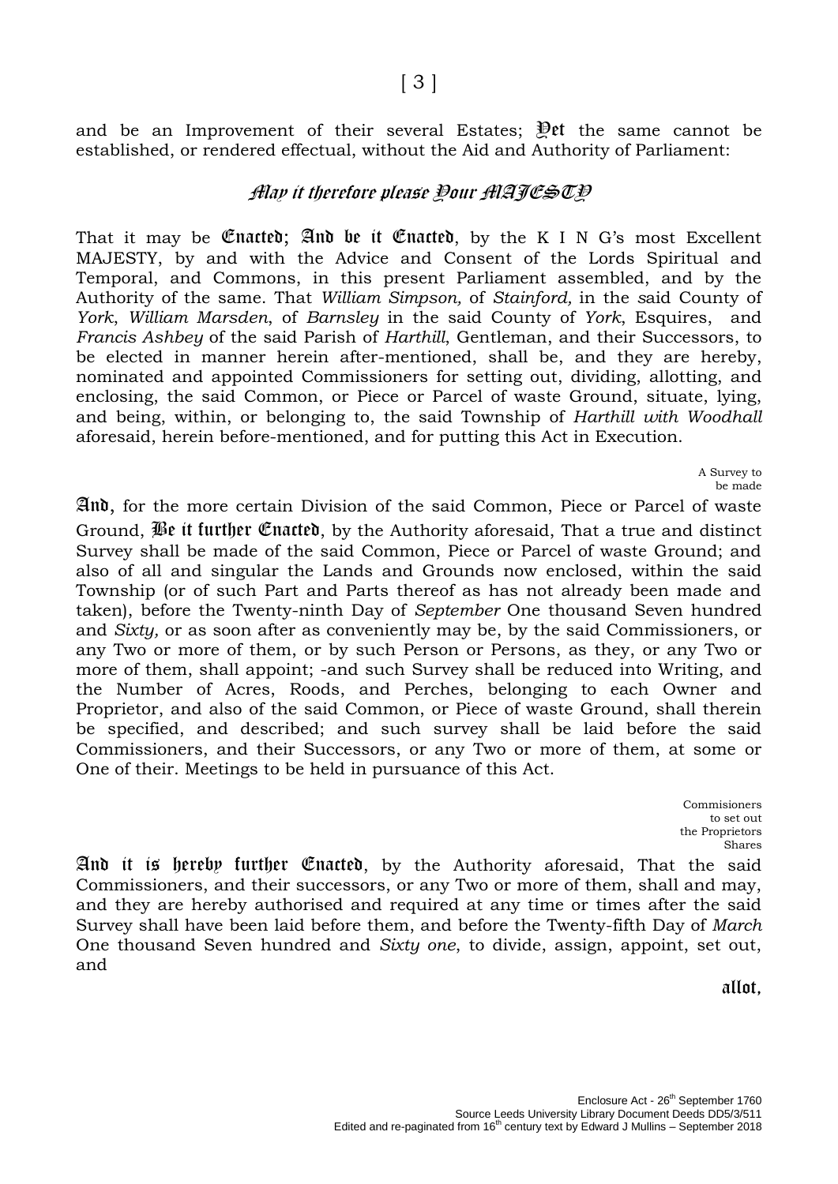and be an Improvement of their several Estates; **Yet** the same cannot be established, or rendered effectual, without the Aid and Authority of Parliament:

## *May it therefore please Your MAJESTY*

That it may be **Enacted; And be it Enacted**, by the K I N G's most Excellent MAJESTY, by and with the Advice and Consent of the Lords Spiritual and Temporal, and Commons, in this present Parliament assembled, and by the Authority of the same. That *William Simpson,* of *Stainford,* in the said County of *York*, *William Marsden*, of *Barnsley* in the said County of *York*, Esquires, and *Francis Ashbey* of the said Parish of *Harthill*, Gentleman, and their Successors, to be elected in manner herein after-mentioned, shall be, and they are hereby, nominated and appointed Commissioners for setting out, dividing, allotting, and enclosing, the said Common, or Piece or Parcel of waste Ground, situate, lying, and being, within, or belonging to, the said Township of *Harthill with Woodhall* aforesaid, herein before-mentioned, and for putting this Act in Execution.

A Survey to be made

**And,** for the more certain Division of the said Common, Piece or Parcel of waste Ground, **Be it further Enacted**, by the Authority aforesaid, That a true and distinct Survey shall be made of the said Common, Piece or Parcel of waste Ground; and also of all and singular the Lands and Grounds now enclosed, within the said Township (or of such Part and Parts thereof as has not already been made and taken), before the Twenty-ninth Day of *September* One thousand Seven hundred and *Sixty,* or as soon after as conveniently may be, by the said Commissioners, or any Two or more of them, or by such Person or Persons, as they, or any Two or more of them, shall appoint; -and such Survey shall be reduced into Writing, and the Number of Acres, Roods, and Perches, belonging to each Owner and Proprietor, and also of the said Common, or Piece of waste Ground, shall therein be specified, and described; and such survey shall be laid before the said Commissioners, and their Successors, or any Two or more of them, at some or One of their. Meetings to be held in pursuance of this Act.

Commisioners to set out the Proprietors Shares

**And it is hereby further Enacted**, by the Authority aforesaid, That the said Commissioners, and their successors, or any Two or more of them, shall and may, and they are hereby authorised and required at any time or times after the said Survey shall have been laid before them, and before the Twenty-fifth Day of *March* One thousand Seven hundred and *Sixty one*, to divide, assign, appoint, set out, and

**allot,**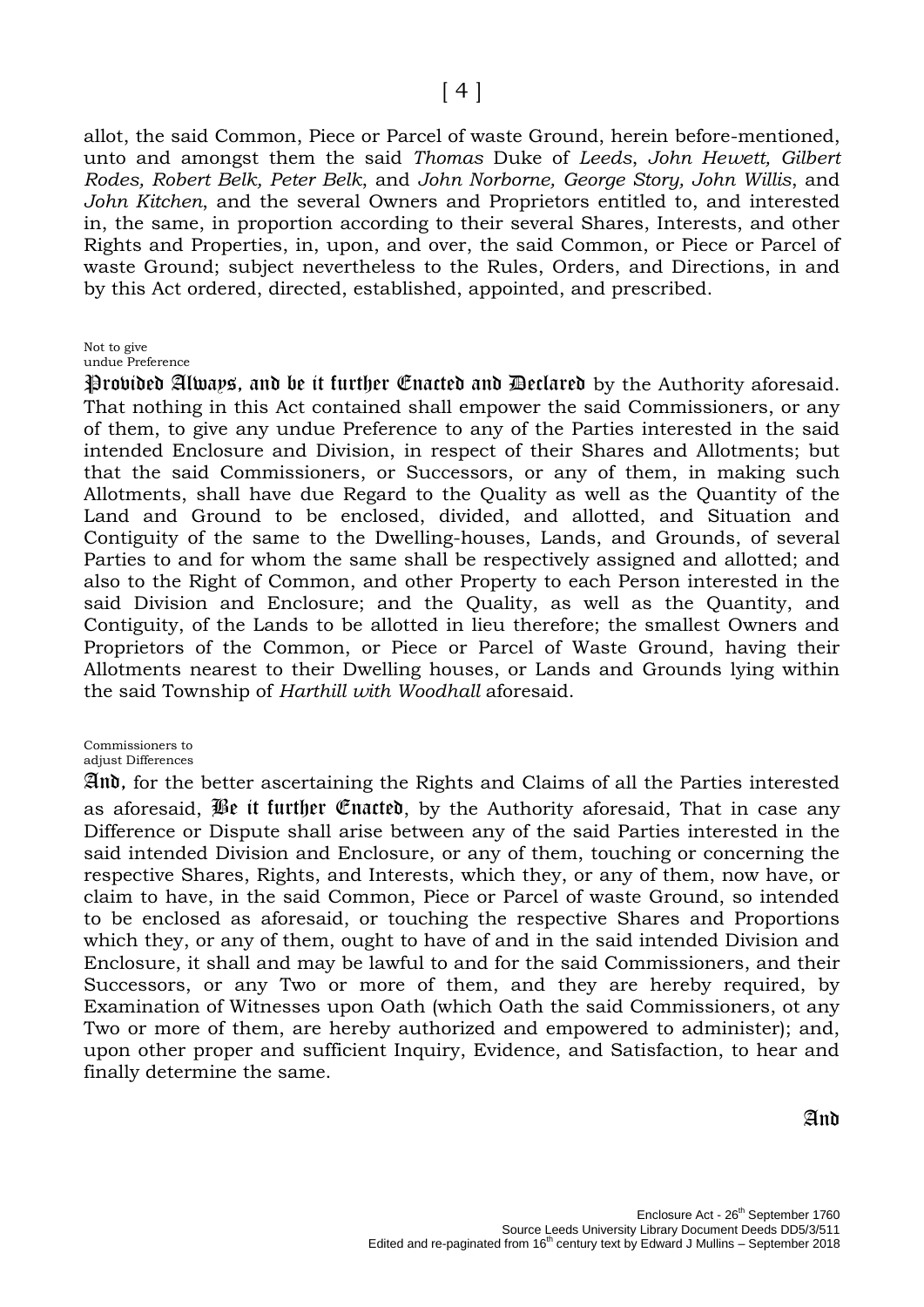allot, the said Common, Piece or Parcel of waste Ground, herein before-mentioned, unto and amongst them the said *Thomas* Duke of *Leeds*, *John Hewett, Gilbert Rodes, Robert Belk, Peter Belk*, and *John Norborne, George Story, John Willis*, and *John Kitchen*, and the several Owners and Proprietors entitled to, and interested in, the same, in proportion according to their several Shares, Interests, and other Rights and Properties, in, upon, and over, the said Common, or Piece or Parcel of waste Ground; subject nevertheless to the Rules, Orders, and Directions, in and by this Act ordered, directed, established, appointed, and prescribed.

Not to give undue Preference

**Provided Always, and be it further Enacted and Declared** by the Authority aforesaid. That nothing in this Act contained shall empower the said Commissioners, or any of them, to give any undue Preference to any of the Parties interested in the said intended Enclosure and Division, in respect of their Shares and Allotments; but that the said Commissioners, or Successors, or any of them, in making such Allotments, shall have due Regard to the Quality as well as the Quantity of the Land and Ground to be enclosed, divided, and allotted, and Situation and Contiguity of the same to the Dwelling-houses, Lands, and Grounds, of several Parties to and for whom the same shall be respectively assigned and allotted; and also to the Right of Common, and other Property to each Person interested in the said Division and Enclosure; and the Quality, as well as the Quantity, and Contiguity, of the Lands to be allotted in lieu therefore; the smallest Owners and Proprietors of the Common, or Piece or Parcel of Waste Ground, having their Allotments nearest to their Dwelling houses, or Lands and Grounds lying within the said Township of *Harthill with Woodhall* aforesaid.

Commissioners to adjust Differences

**And**, for the better ascertaining the Rights and Claims of all the Parties interested as aforesaid, **Be it further Enacted**, by the Authority aforesaid, That in case any Difference or Dispute shall arise between any of the said Parties interested in the said intended Division and Enclosure, or any of them, touching or concerning the respective Shares, Rights, and Interests, which they, or any of them, now have, or claim to have, in the said Common, Piece or Parcel of waste Ground, so intended to be enclosed as aforesaid, or touching the respective Shares and Proportions which they, or any of them, ought to have of and in the said intended Division and Enclosure, it shall and may be lawful to and for the said Commissioners, and their Successors, or any Two or more of them, and they are hereby required, by Examination of Witnesses upon Oath (which Oath the said Commissioners, ot any Two or more of them, are hereby authorized and empowered to administer); and, upon other proper and sufficient Inquiry, Evidence, and Satisfaction, to hear and finally determine the same.

**And**

Enclosure Act - 26th September 1760
Source Leeds University Library Document Deeds DD5/3/511
Edited and re-paginated from 16th century text by Edward J Mullins – September 2018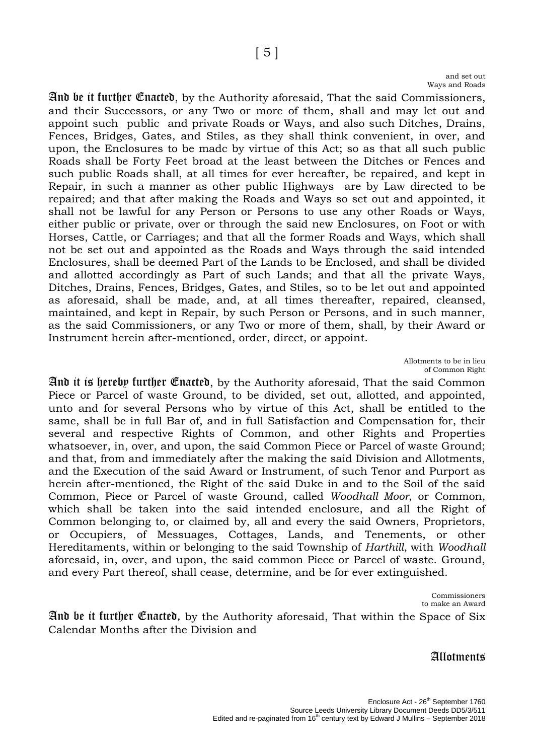and set out Ways and Roads

**And be it further Enacted**, by the Authority aforesaid, That the said Commissioners, and their Successors, or any Two or more of them, shall and may let out and appoint such public and private Roads or Ways, and also such Ditches, Drains, Fences, Bridges, Gates, and Stiles, as they shall think convenient, in over, and upon, the Enclosures to be madc by virtue of this Act; so as that all such public Roads shall be Forty Feet broad at the least between the Ditches or Fences and such public Roads shall, at all times for ever hereafter, be repaired, and kept in Repair, in such a manner as other public Highways are by Law directed to be repaired; and that after making the Roads and Ways so set out and appointed, it shall not be lawful for any Person or Persons to use any other Roads or Ways, either public or private, over or through the said new Enclosures, on Foot or with Horses, Cattle, or Carriages; and that all the former Roads and Ways, which shall not be set out and appointed as the Roads and Ways through the said intended Enclosures, shall be deemed Part of the Lands to be Enclosed, and shall be divided and allotted accordingly as Part of such Lands; and that all the private Ways, Ditches, Drains, Fences, Bridges, Gates, and Stiles, so to be let out and appointed as aforesaid, shall be made, and, at all times thereafter, repaired, cleansed, maintained, and kept in Repair, by such Person or Persons, and in such manner, as the said Commissioners, or any Two or more of them, shall, by their Award or Instrument herein after-mentioned, order, direct, or appoint.

Allotments to be in lieu of Common Right

**And it is hereby further Enacted**, by the Authority aforesaid, That the said Common Piece or Parcel of waste Ground, to be divided, set out, allotted, and appointed, unto and for several Persons who by virtue of this Act, shall be entitled to the same, shall be in full Bar of, and in full Satisfaction and Compensation for, their several and respective Rights of Common, and other Rights and Properties whatsoever, in, over, and upon, the said Common Piece or Parcel of waste Ground; and that, from and immediately after the making the said Division and Allotments, and the Execution of the said Award or Instrument, of such Tenor and Purport as herein after-mentioned, the Right of the said Duke in and to the Soil of the said Common, Piece or Parcel of waste Ground, called *Woodhall Moor*, or Common, which shall be taken into the said intended enclosure, and all the Right of Common belonging to, or claimed by, all and every the said Owners, Proprietors, or Occupiers, of Messuages, Cottages, Lands, and Tenements, or other Hereditaments, within or belonging to the said Township of *Harthill*, with *Woodhall* aforesaid, in, over, and upon, the said common Piece or Parcel of waste. Ground, and every Part thereof, shall cease, determine, and be for ever extinguished.

Commissioners to make an Award

**And be it further Enacted**, by the Authority aforesaid, That within the Space of Six Calendar Months after the Division and

Allotments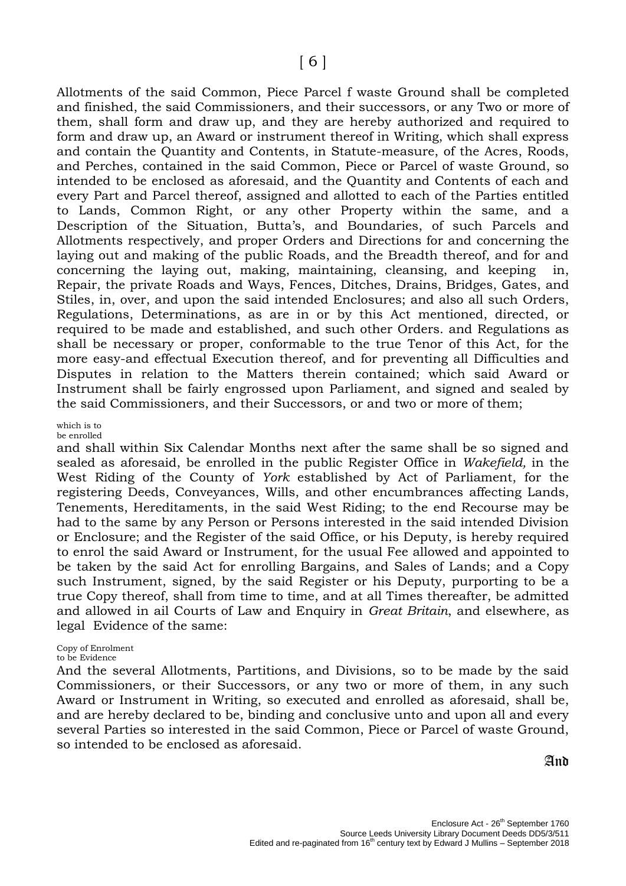Allotments of the said Common, Piece Parcel f waste Ground shall be completed and finished, the said Commissioners, and their successors, or any Two or more of them, shall form and draw up, and they are hereby authorized and required to form and draw up, an Award or instrument thereof in Writing, which shall express and contain the Quantity and Contents, in Statute-measure, of the Acres, Roods, and Perches, contained in the said Common, Piece or Parcel of waste Ground, so intended to be enclosed as aforesaid, and the Quantity and Contents of each and every Part and Parcel thereof, assigned and allotted to each of the Parties entitled to Lands, Common Right, or any other Property within the same, and a Description of the Situation, Butta's, and Boundaries, of such Parcels and Allotments respectively, and proper Orders and Directions for and concerning the laying out and making of the public Roads, and the Breadth thereof, and for and concerning the laying out, making, maintaining, cleansing, and keeping in, Repair, the private Roads and Ways, Fences, Ditches, Drains, Bridges, Gates, and Stiles, in, over, and upon the said intended Enclosures; and also all such Orders, Regulations, Determinations, as are in or by this Act mentioned, directed, or required to be made and established, and such other Orders. and Regulations as shall be necessary or proper, conformable to the true Tenor of this Act, for the more easy-and effectual Execution thereof, and for preventing all Difficulties and Disputes in relation to the Matters therein contained; which said Award or Instrument shall be fairly engrossed upon Parliament, and signed and sealed by the said Commissioners, and their Successors, or and two or more of them;

which is to be enrolled

and shall within Six Calendar Months next after the same shall be so signed and sealed as aforesaid, be enrolled in the public Register Office in *Wakefield,* in the West Riding of the County of *York* established by Act of Parliament, for the registering Deeds, Conveyances, Wills, and other encumbrances affecting Lands, Tenements, Hereditaments, in the said West Riding; to the end Recourse may be had to the same by any Person or Persons interested in the said intended Division or Enclosure; and the Register of the said Office, or his Deputy, is hereby required to enrol the said Award or Instrument, for the usual Fee allowed and appointed to be taken by the said Act for enrolling Bargains, and Sales of Lands; and a Copy such Instrument, signed, by the said Register or his Deputy, purporting to be a true Copy thereof, shall from time to time, and at all Times thereafter, be admitted and allowed in ail Courts of Law and Enquiry in *Great Britain*, and elsewhere, as legal Evidence of the same:

Copy of Enrolment to be Evidence

And the several Allotments, Partitions, and Divisions, so to be made by the said Commissioners, or their Successors, or any two or more of them, in any such Award or Instrument in Writing, so executed and enrolled as aforesaid, shall be, and are hereby declared to be, binding and conclusive unto and upon all and every several Parties so interested in the said Common, Piece or Parcel of waste Ground, so intended to be enclosed as aforesaid.

And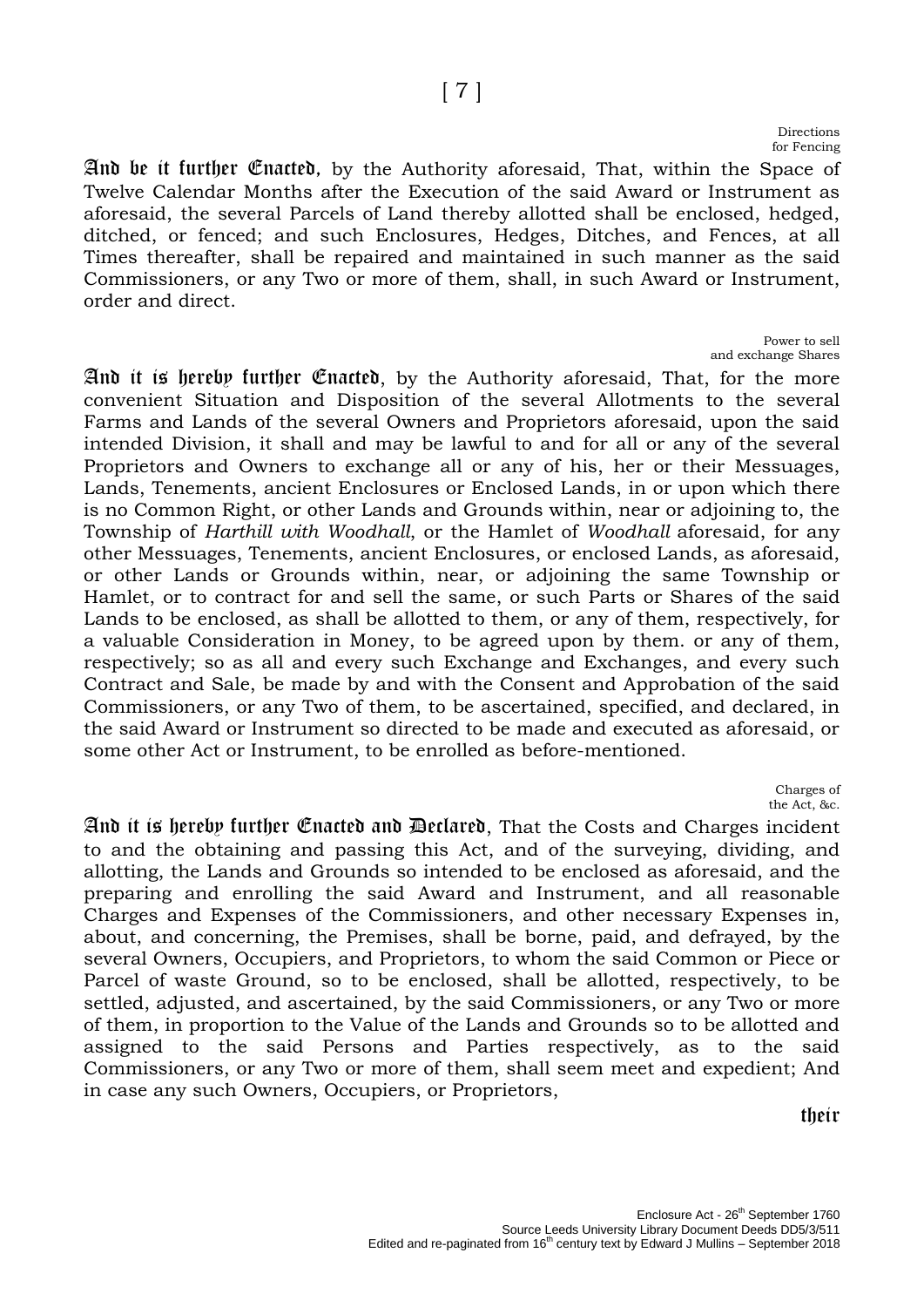Directions for Fencing

**And be it further Enacted,** by the Authority aforesaid, That, within the Space of Twelve Calendar Months after the Execution of the said Award or Instrument as aforesaid, the several Parcels of Land thereby allotted shall be enclosed, hedged, ditched, or fenced; and such Enclosures, Hedges, Ditches, and Fences, at all Times thereafter, shall be repaired and maintained in such manner as the said Commissioners, or any Two or more of them, shall, in such Award or Instrument, order and direct.

Power to sell and exchange Shares

**And it is hereby further Enacted**, by the Authority aforesaid, That, for the more convenient Situation and Disposition of the several Allotments to the several Farms and Lands of the several Owners and Proprietors aforesaid, upon the said intended Division, it shall and may be lawful to and for all or any of the several Proprietors and Owners to exchange all or any of his, her or their Messuages, Lands, Tenements, ancient Enclosures or Enclosed Lands, in or upon which there is no Common Right, or other Lands and Grounds within, near or adjoining to, the Township of *Harthill with Woodhall*, or the Hamlet of *Woodhall* aforesaid, for any other Messuages, Tenements, ancient Enclosures, or enclosed Lands, as aforesaid, or other Lands or Grounds within, near, or adjoining the same Township or Hamlet, or to contract for and sell the same, or such Parts or Shares of the said Lands to be enclosed, as shall be allotted to them, or any of them, respectively, for a valuable Consideration in Money, to be agreed upon by them. or any of them, respectively; so as all and every such Exchange and Exchanges, and every such Contract and Sale, be made by and with the Consent and Approbation of the said Commissioners, or any Two of them, to be ascertained, specified, and declared, in the said Award or Instrument so directed to be made and executed as aforesaid, or some other Act or Instrument, to be enrolled as before-mentioned.

Charges of the Act, &c.

**And it is hereby further Enacted and Declared**, That the Costs and Charges incident to and the obtaining and passing this Act, and of the surveying, dividing, and allotting, the Lands and Grounds so intended to be enclosed as aforesaid, and the preparing and enrolling the said Award and Instrument, and all reasonable Charges and Expenses of the Commissioners, and other necessary Expenses in, about, and concerning, the Premises, shall be borne, paid, and defrayed, by the several Owners, Occupiers, and Proprietors, to whom the said Common or Piece or Parcel of waste Ground, so to be enclosed, shall be allotted, respectively, to be settled, adjusted, and ascertained, by the said Commissioners, or any Two or more of them, in proportion to the Value of the Lands and Grounds so to be allotted and assigned to the said Persons and Parties respectively, as to the said Commissioners, or any Two or more of them, shall seem meet and expedient; And in case any such Owners, Occupiers, or Proprietors,

their

Enclosure Act - 26th September 1760
Source Leeds University Library Document Deeds DD5/3/511
Edited and re-paginated from 16th century text by Edward J Mullins – September 2018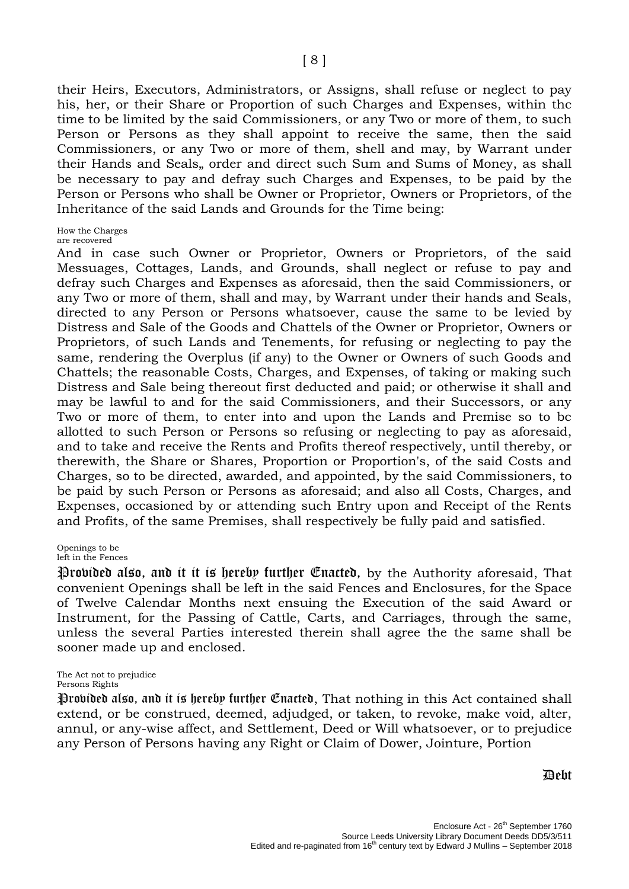their Heirs, Executors, Administrators, or Assigns, shall refuse or neglect to pay his, her, or their Share or Proportion of such Charges and Expenses, within thc time to be limited by the said Commissioners, or any Two or more of them, to such Person or Persons as they shall appoint to receive the same, then the said Commissioners, or any Two or more of them, shell and may, by Warrant under their Hands and Seals„ order and direct such Sum and Sums of Money, as shall be necessary to pay and defray such Charges and Expenses, to be paid by the Person or Persons who shall be Owner or Proprietor, Owners or Proprietors, of the Inheritance of the said Lands and Grounds for the Time being:

How the Charges are recovered

And in case such Owner or Proprietor, Owners or Proprietors, of the said Messuages, Cottages, Lands, and Grounds, shall neglect or refuse to pay and defray such Charges and Expenses as aforesaid, then the said Commissioners, or any Two or more of them, shall and may, by Warrant under their hands and Seals, directed to any Person or Persons whatsoever, cause the same to be levied by Distress and Sale of the Goods and Chattels of the Owner or Proprietor, Owners or Proprietors, of such Lands and Tenements, for refusing or neglecting to pay the same, rendering the Overplus (if any) to the Owner or Owners of such Goods and Chattels; the reasonable Costs, Charges, and Expenses, of taking or making such Distress and Sale being thereout first deducted and paid; or otherwise it shall and may be lawful to and for the said Commissioners, and their Successors, or any Two or more of them, to enter into and upon the Lands and Premise so to bc allotted to such Person or Persons so refusing or neglecting to pay as aforesaid, and to take and receive the Rents and Profits thereof respectively, until thereby, or therewith, the Share or Shares, Proportion or Proportion's, of the said Costs and Charges, so to be directed, awarded, and appointed, by the said Commissioners, to be paid by such Person or Persons as aforesaid; and also all Costs, Charges, and Expenses, occasioned by or attending such Entry upon and Receipt of the Rents and Profits, of the same Premises, shall respectively be fully paid and satisfied.

Openings to be left in the Fences

**Provided also, and it it is hereby further Enacted,** by the Authority aforesaid, That convenient Openings shall be left in the said Fences and Enclosures, for the Space of Twelve Calendar Months next ensuing the Execution of the said Award or Instrument, for the Passing of Cattle, Carts, and Carriages, through the same, unless the several Parties interested therein shall agree the the same shall be sooner made up and enclosed.

The Act not to prejudice Persons Rights

**Provided also, and it is hereby further Enacted**, That nothing in this Act contained shall extend, or be construed, deemed, adjudged, or taken, to revoke, make void, alter, annul, or any-wise affect, and Settlement, Deed or Will whatsoever, or to prejudice any Person of Persons having any Right or Claim of Dower, Jointure, Portion

Debt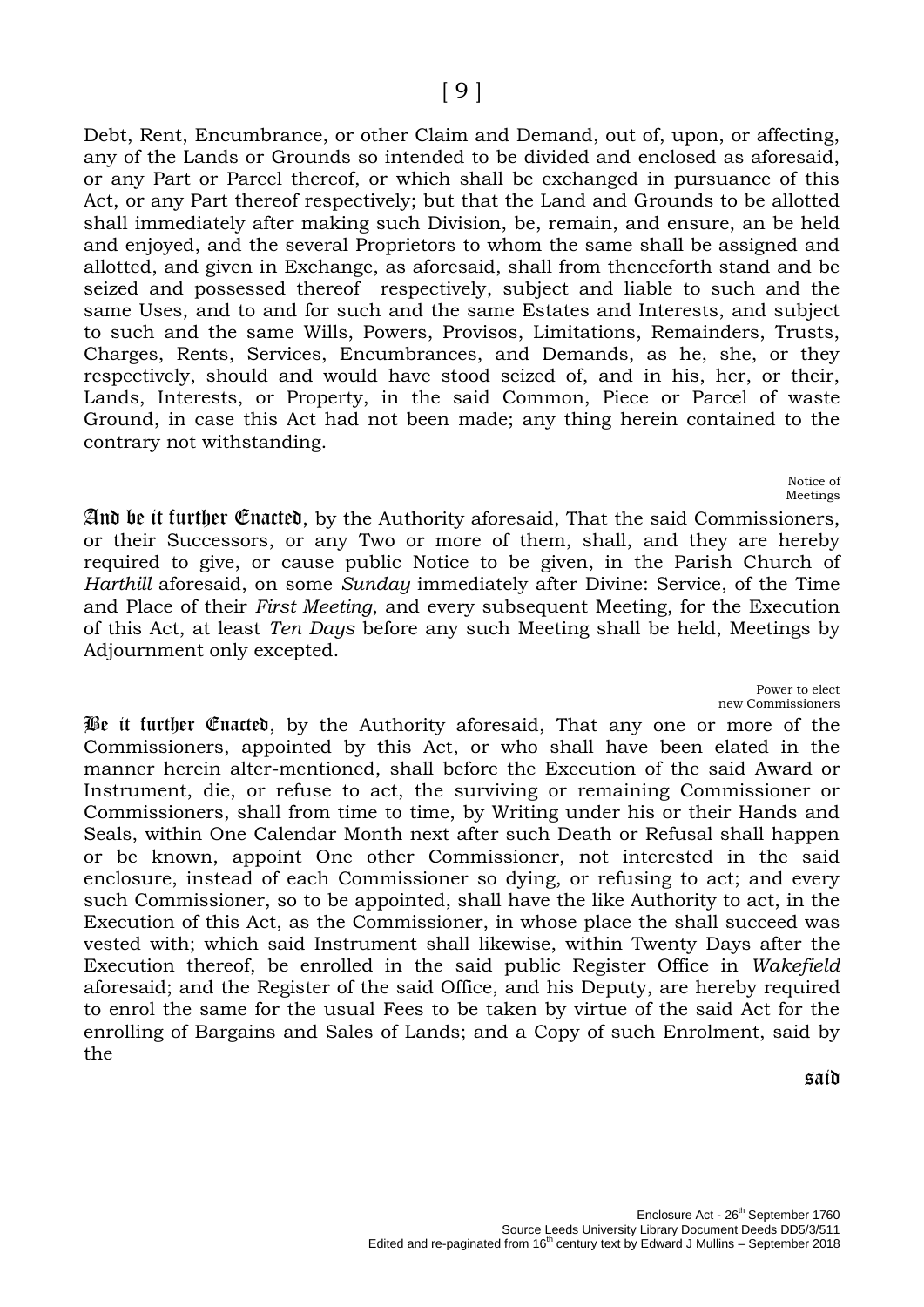Debt, Rent, Encumbrance, or other Claim and Demand, out of, upon, or affecting, any of the Lands or Grounds so intended to be divided and enclosed as aforesaid, or any Part or Parcel thereof, or which shall be exchanged in pursuance of this Act, or any Part thereof respectively; but that the Land and Grounds to be allotted shall immediately after making such Division, be, remain, and ensure, an be held and enjoyed, and the several Proprietors to whom the same shall be assigned and allotted, and given in Exchange, as aforesaid, shall from thenceforth stand and be seized and possessed thereof respectively, subject and liable to such and the same Uses, and to and for such and the same Estates and Interests, and subject to such and the same Wills, Powers, Provisos, Limitations, Remainders, Trusts, Charges, Rents, Services, Encumbrances, and Demands, as he, she, or they respectively, should and would have stood seized of, and in his, her, or their, Lands, Interests, or Property, in the said Common, Piece or Parcel of waste Ground, in case this Act had not been made; any thing herein contained to the contrary not withstanding.

Notice of Meetings

**And be it further Enacted**, by the Authority aforesaid, That the said Commissioners, or their Successors, or any Two or more of them, shall, and they are hereby required to give, or cause public Notice to be given, in the Parish Church of *Harthill* aforesaid, on some *Sunday* immediately after Divine: Service, of the Time and Place of their *First Meeting*, and every subsequent Meeting, for the Execution of this Act, at least *Ten Days* before any such Meeting shall be held, Meetings by Adjournment only excepted.

Power to elect new Commissioners

**Be it further Enacted**, by the Authority aforesaid, That any one or more of the Commissioners, appointed by this Act, or who shall have been elated in the manner herein alter-mentioned, shall before the Execution of the said Award or Instrument, die, or refuse to act, the surviving or remaining Commissioner or Commissioners, shall from time to time, by Writing under his or their Hands and Seals, within One Calendar Month next after such Death or Refusal shall happen or be known, appoint One other Commissioner, not interested in the said enclosure, instead of each Commissioner so dying, or refusing to act; and every such Commissioner, so to be appointed, shall have the like Authority to act, in the Execution of this Act, as the Commissioner, in whose place the shall succeed was vested with; which said Instrument shall likewise, within Twenty Days after the Execution thereof, be enrolled in the said public Register Office in *Wakefield* aforesaid; and the Register of the said Office, and his Deputy, are hereby required to enrol the same for the usual Fees to be taken by virtue of the said Act for the enrolling of Bargains and Sales of Lands; and a Copy of such Enrolment, said by the

said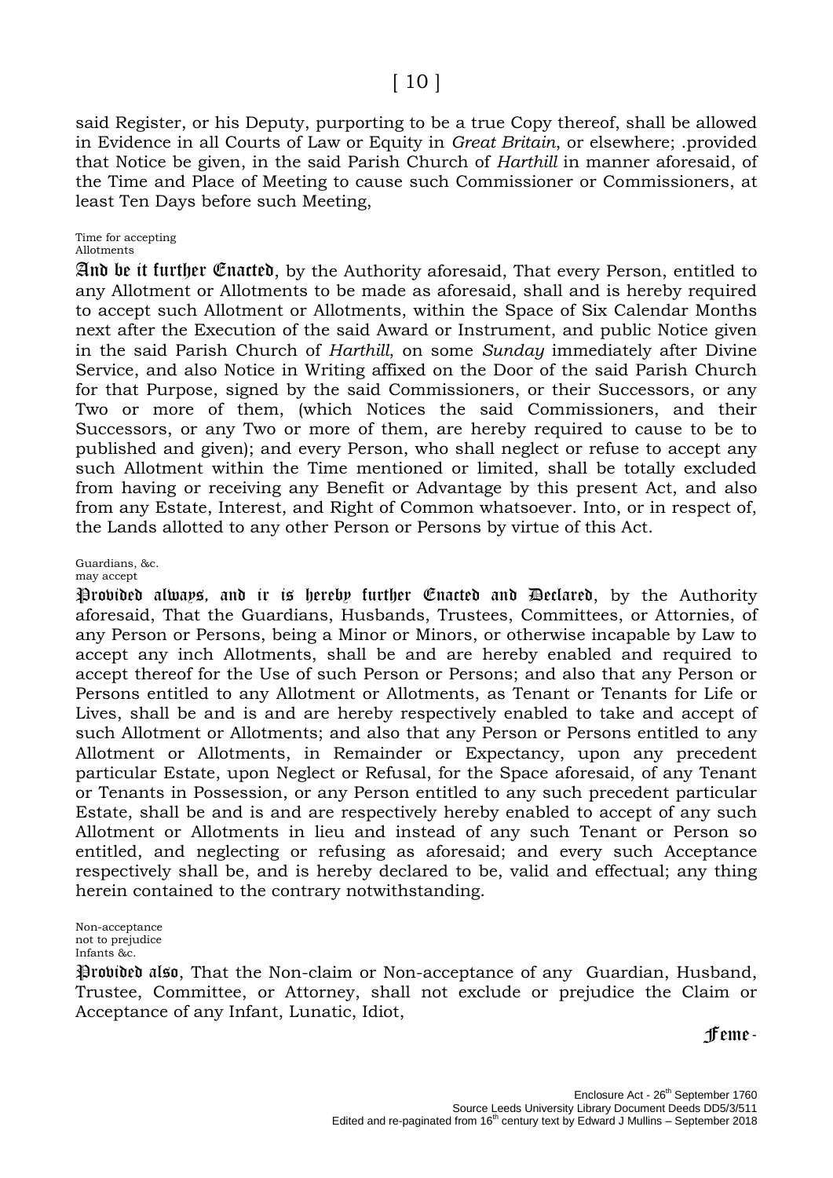said Register, or his Deputy, purporting to be a true Copy thereof, shall be allowed in Evidence in all Courts of Law or Equity in *Great Britain*, or elsewhere; .provided that Notice be given, in the said Parish Church of *Harthill* in manner aforesaid, of the Time and Place of Meeting to cause such Commissioner or Commissioners, at least Ten Days before such Meeting,

Time for accepting Allotments

**And be it further Enacted**, by the Authority aforesaid, That every Person, entitled to any Allotment or Allotments to be made as aforesaid, shall and is hereby required to accept such Allotment or Allotments, within the Space of Six Calendar Months next after the Execution of the said Award or Instrument, and public Notice given in the said Parish Church of *Harthill*, on some *Sunday* immediately after Divine Service, and also Notice in Writing affixed on the Door of the said Parish Church for that Purpose, signed by the said Commissioners, or their Successors, or any Two or more of them, (which Notices the said Commissioners, and their Successors, or any Two or more of them, are hereby required to cause to be to published and given); and every Person, who shall neglect or refuse to accept any such Allotment within the Time mentioned or limited, shall be totally excluded from having or receiving any Benefit or Advantage by this present Act, and also from any Estate, Interest, and Right of Common whatsoever. Into, or in respect of, the Lands allotted to any other Person or Persons by virtue of this Act.

Guardians, &c. may accept

**Provided always, and ir is hereby further Enacted and Declared**, by the Authority aforesaid, That the Guardians, Husbands, Trustees, Committees, or Attornies, of any Person or Persons, being a Minor or Minors, or otherwise incapable by Law to accept any inch Allotments, shall be and are hereby enabled and required to accept thereof for the Use of such Person or Persons; and also that any Person or Persons entitled to any Allotment or Allotments, as Tenant or Tenants for Life or Lives, shall be and is and are hereby respectively enabled to take and accept of such Allotment or Allotments; and also that any Person or Persons entitled to any Allotment or Allotments, in Remainder or Expectancy, upon any precedent particular Estate, upon Neglect or Refusal, for the Space aforesaid, of any Tenant or Tenants in Possession, or any Person entitled to any such precedent particular Estate, shall be and is and are respectively hereby enabled to accept of any such Allotment or Allotments in lieu and instead of any such Tenant or Person so entitled, and neglecting or refusing as aforesaid; and every such Acceptance respectively shall be, and is hereby declared to be, valid and effectual; any thing herein contained to the contrary notwithstanding.

Non-acceptance not to prejudice Infants &c.

**Provided also**, That the Non-claim or Non-acceptance of any Guardian, Husband, Trustee, Committee, or Attorney, shall not exclude or prejudice the Claim or Acceptance of any Infant, Lunatic, Idiot,

**Feme-**

Enclosure Act - 26th September 1760
Source Leeds University Library Document Deeds DD5/3/511
Edited and re-paginated from 16th century text by Edward J Mullins – September 2018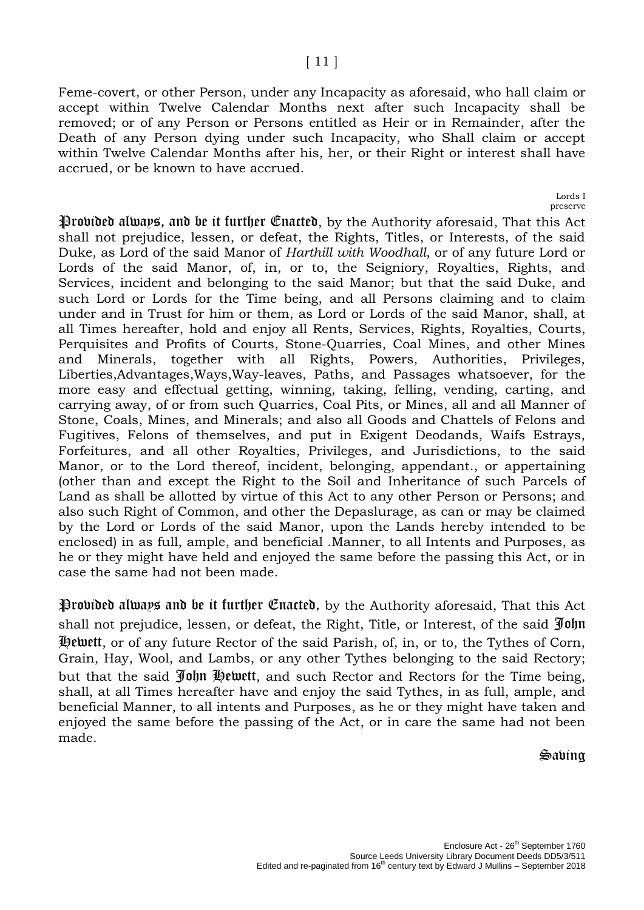Feme-covert, or other Person, under any Incapacity as aforesaid, who hall claim or accept within Twelve Calendar Months next after such Incapacity shall be removed; or of any Person or Persons entitled as Heir or in Remainder, after the Death of any Person dying under such Incapacity, who Shall claim or accept within Twelve Calendar Months after his, her, or their Right or interest shall have accrued, or be known to have accrued.

Lords I preserve

**Provided always, and be it further Enacted**, by the Authority aforesaid, That this Act shall not prejudice, lessen, or defeat, the Rights, Titles, or Interests, of the said Duke, as Lord of the said Manor of *Harthill with Woodhall*, or of any future Lord or Lords of the said Manor, of, in, or to, the Seigniory, Royalties, Rights, and Services, incident and belonging to the said Manor; but that the said Duke, and such Lord or Lords for the Time being, and all Persons claiming and to claim under and in Trust for him or them, as Lord or Lords of the said Manor, shall, at all Times hereafter, hold and enjoy all Rents, Services, Rights, Royalties, Courts, Perquisites and Profits of Courts, Stone-Quarries, Coal Mines, and other Mines and Minerals, together with all Rights, Powers, Authorities, Privileges, Liberties,Advantages,Ways,Way-leaves, Paths, and Passages whatsoever, for the more easy and effectual getting, winning, taking, felling, vending, carting, and carrying away, of or from such Quarries, Coal Pits, or Mines, all and all Manner of Stone, Coals, Mines, and Minerals; and also all Goods and Chattels of Felons and Fugitives, Felons of themselves, and put in Exigent Deodands, Waifs Estrays, Forfeitures, and all other Royalties, Privileges, and Jurisdictions, to the said Manor, or to the Lord thereof, incident, belonging, appendant., or appertaining (other than and except the Right to the Soil and Inheritance of such Parcels of Land as shall be allotted by virtue of this Act to any other Person or Persons; and also such Right of Common, and other the Depaslurage, as can or may be claimed by the Lord or Lords of the said Manor, upon the Lands hereby intended to be enclosed) in as full, ample, and beneficial .Manner, to all Intents and Purposes, as he or they might have held and enjoyed the same before the passing this Act, or in case the same had not been made.

**Provided always and be it further Enacted**, by the Authority aforesaid, That this Act shall not prejudice, lessen, or defeat, the Right, Title, or Interest, of the said **John Hewett**, or of any future Rector of the said Parish, of, in, or to, the Tythes of Corn, Grain, Hay, Wool, and Lambs, or any other Tythes belonging to the said Rectory; but that the said **John Hewett**, and such Rector and Rectors for the Time being, shall, at all Times hereafter have and enjoy the said Tythes, in as full, ample, and beneficial Manner, to all intents and Purposes, as he or they might have taken and enjoyed the same before the passing of the Act, or in care the same had not been made.

**Saving**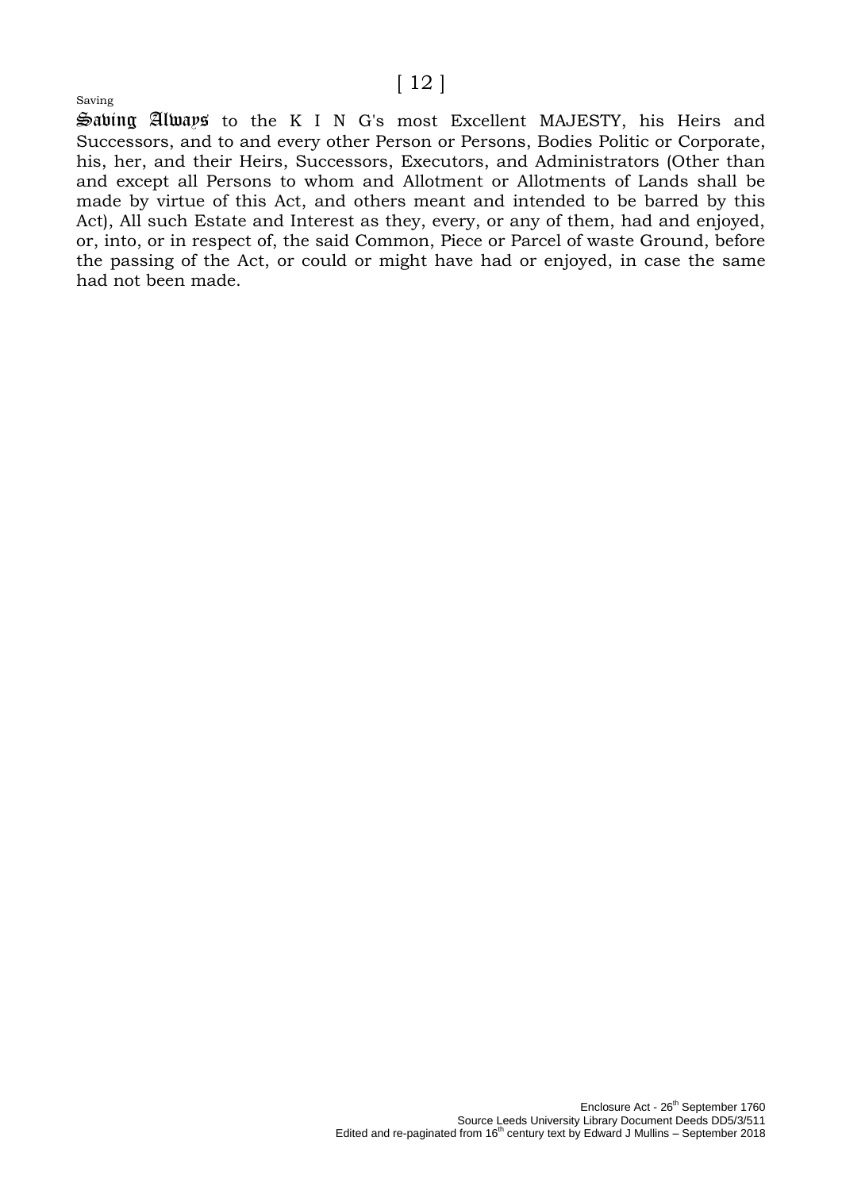Saving

**Saving Always** to the K I N G's most Excellent MAJESTY, his Heirs and Successors, and to and every other Person or Persons, Bodies Politic or Corporate, his, her, and their Heirs, Successors, Executors, and Administrators (Other than and except all Persons to whom and Allotment or Allotments of Lands shall be made by virtue of this Act, and others meant and intended to be barred by this Act), All such Estate and Interest as they, every, or any of them, had and enjoyed, or, into, or in respect of, the said Common, Piece or Parcel of waste Ground, before the passing of the Act, or could or might have had or enjoyed, in case the same had not been made.

Enclosure Act - 26th September 1760
Source Leeds University Library Document Deeds DD5/3/511
Edited and re-paginated from 16th century text by Edward J Mullins – September 2018